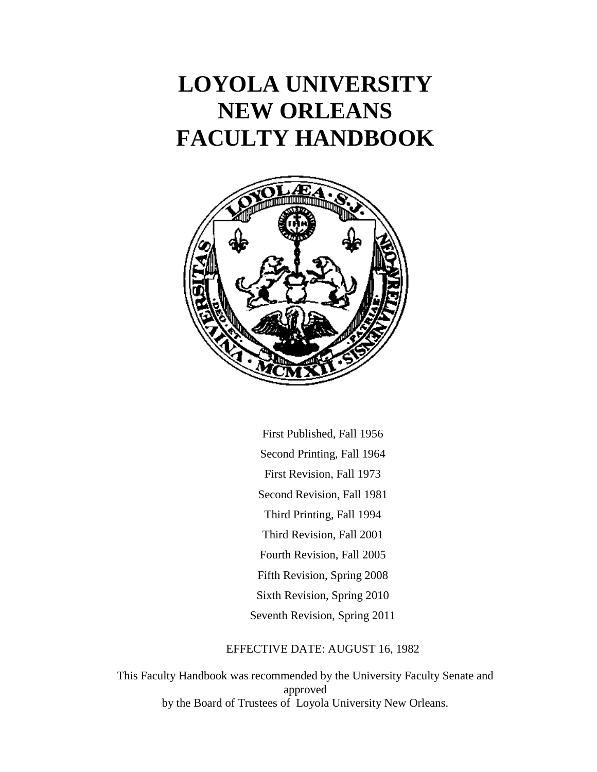# LOYOLA UNIVERSITY NEW ORLEANS FACULTY HANDBOOK

First Published, Fall 1956

Second Printing, Fall 1964

First Revision, Fall 1973

Second Revision, Fall 1981

Third Printing, Fall 1994

Third Revision, Fall 2001

Fourth Revision, Fall 2005

Fifth Revision, Spring 2008

Sixth Revision, Spring 2010

Seventh Revision, Spring 2011

EFFECTIVE DATE: AUGUST 16, 1982

This Faculty Handbook was recommended by the University Faculty Senate and approved by the Board of Trustees of Loyola University New Orleans.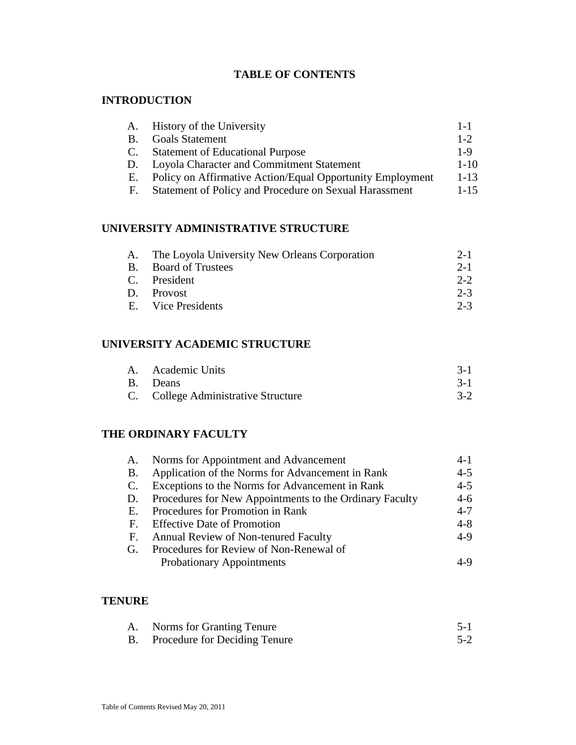# TABLE OF CONTENTS

## INTRODUCTION

| | | |
|---|---|---|
| A. | History of the University | 1-1 |
| B. | Goals Statement | 1-2 |
| C. | Statement of Educational Purpose | 1-9 |
| D. | Loyola Character and Commitment Statement | 1-10 |
| E. | Policy on Affirmative Action/Equal Opportunity Employment | 1-13 |
| F. | Statement of Policy and Procedure on Sexual Harassment | 1-15 |

## UNIVERSITY ADMINISTRATIVE STRUCTURE

| | | |
|---|---|---|
| A. | The Loyola University New Orleans Corporation | 2-1 |
| B. | Board of Trustees | 2-1 |
| C. | President | 2-2 |
| D. | Provost | 2-3 |
| E. | Vice Presidents | 2-3 |

## UNIVERSITY ACADEMIC STRUCTURE

| | | |
|---|---|---|
| A. | Academic Units | 3-1 |
| B. | Deans | 3-1 |
| C. | College Administrative Structure | 3-2 |

## THE ORDINARY FACULTY

| | | |
|---|---|---|
| A. | Norms for Appointment and Advancement | 4-1 |
| B. | Application of the Norms for Advancement in Rank | 4-5 |
| C. | Exceptions to the Norms for Advancement in Rank | 4-5 |
| D. | Procedures for New Appointments to the Ordinary Faculty | 4-6 |
| E. | Procedures for Promotion in Rank | 4-7 |
| F. | Effective Date of Promotion | 4-8 |
| F. | Annual Review of Non-tenured Faculty | 4-9 |
| G. | Procedures for Review of Non-Renewal of Probationary Appointments | 4-9 |

## TENURE

| | | |
|---|---|---|
| A. | Norms for Granting Tenure | 5-1 |
| B. | Procedure for Deciding Tenure | 5-2 |

Table of Contents Revised May 20, 2011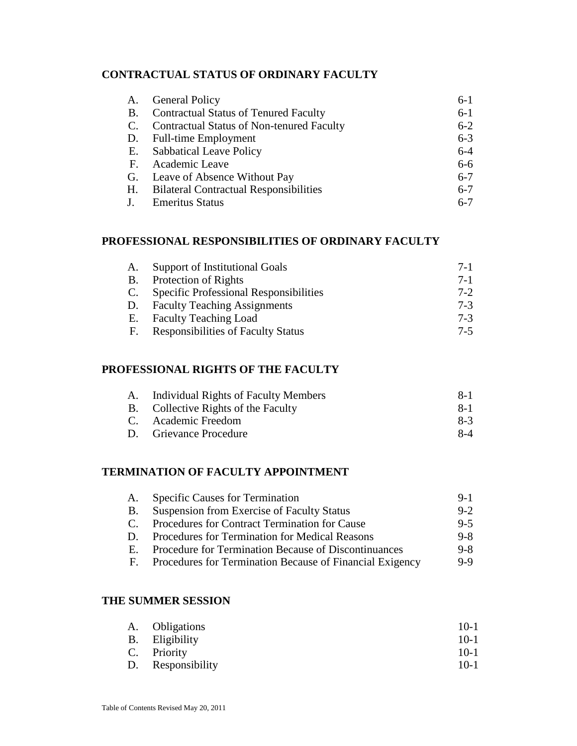## CONTRACTUAL STATUS OF ORDINARY FACULTY

| | | |
|---|---|---|
| A. | General Policy | 6-1 |
| B. | Contractual Status of Tenured Faculty | 6-1 |
| C. | Contractual Status of Non-tenured Faculty | 6-2 |
| D. | Full-time Employment | 6-3 |
| E. | Sabbatical Leave Policy | 6-4 |
| F. | Academic Leave | 6-6 |
| G. | Leave of Absence Without Pay | 6-7 |
| H. | Bilateral Contractual Responsibilities | 6-7 |
| J. | Emeritus Status | 6-7 |

## PROFESSIONAL RESPONSIBILITIES OF ORDINARY FACULTY

| | | |
|---|---|---|
| A. | Support of Institutional Goals | 7-1 |
| B. | Protection of Rights | 7-1 |
| C. | Specific Professional Responsibilities | 7-2 |
| D. | Faculty Teaching Assignments | 7-3 |
| E. | Faculty Teaching Load | 7-3 |
| F. | Responsibilities of Faculty Status | 7-5 |

## PROFESSIONAL RIGHTS OF THE FACULTY

| | | |
|---|---|---|
| A. | Individual Rights of Faculty Members | 8-1 |
| B. | Collective Rights of the Faculty | 8-1 |
| C. | Academic Freedom | 8-3 |
| D. | Grievance Procedure | 8-4 |

## TERMINATION OF FACULTY APPOINTMENT

| | | |
|---|---|---|
| A. | Specific Causes for Termination | 9-1 |
| B. | Suspension from Exercise of Faculty Status | 9-2 |
| C. | Procedures for Contract Termination for Cause | 9-5 |
| D. | Procedures for Termination for Medical Reasons | 9-8 |
| E. | Procedure for Termination Because of Discontinuances | 9-8 |
| F. | Procedures for Termination Because of Financial Exigency | 9-9 |

## THE SUMMER SESSION

| | | |
|---|---|---|
| A. | Obligations | 10-1 |
| B. | Eligibility | 10-1 |
| C. | Priority | 10-1 |
| D. | Responsibility | 10-1 |

Table of Contents Revised May 20, 2011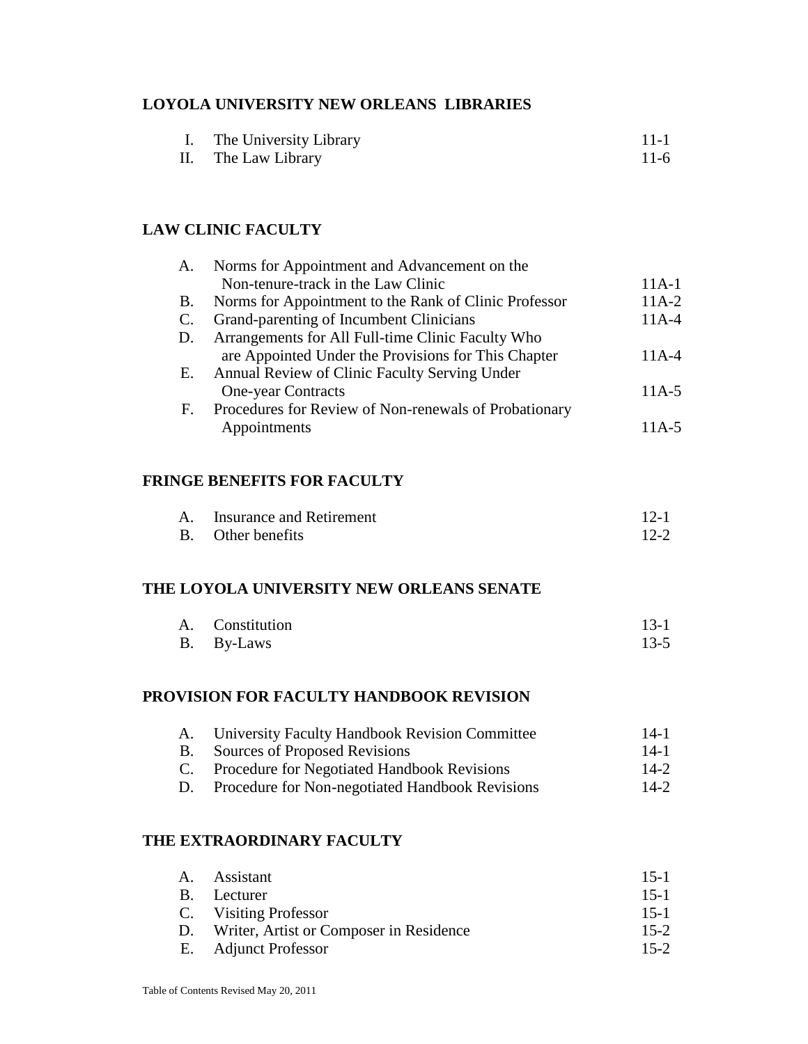## LOYOLA UNIVERSITY NEW ORLEANS LIBRARIES

| | | |
|---|---|---|
| I. | The University Library | 11-1 |
| II. | The Law Library | 11-6 |

## LAW CLINIC FACULTY

| | | |
|---|---|---|
| A. | Norms for Appointment and Advancement on the Non-tenure-track in the Law Clinic | 11A-1 |
| B. | Norms for Appointment to the Rank of Clinic Professor | 11A-2 |
| C. | Grand-parenting of Incumbent Clinicians | 11A-4 |
| D. | Arrangements for All Full-time Clinic Faculty Who are Appointed Under the Provisions for This Chapter | 11A-4 |
| E. | Annual Review of Clinic Faculty Serving Under One-year Contracts | 11A-5 |
| F. | Procedures for Review of Non-renewals of Probationary Appointments | 11A-5 |

## FRINGE BENEFITS FOR FACULTY

| | | |
|---|---|---|
| A. | Insurance and Retirement | 12-1 |
| B. | Other benefits | 12-2 |

## THE LOYOLA UNIVERSITY NEW ORLEANS SENATE

| | | |
|---|---|---|
| A. | Constitution | 13-1 |
| B. | By-Laws | 13-5 |

## PROVISION FOR FACULTY HANDBOOK REVISION

| | | |
|---|---|---|
| A. | University Faculty Handbook Revision Committee | 14-1 |
| B. | Sources of Proposed Revisions | 14-1 |
| C. | Procedure for Negotiated Handbook Revisions | 14-2 |
| D. | Procedure for Non-negotiated Handbook Revisions | 14-2 |

## THE EXTRAORDINARY FACULTY

| | | |
|---|---|---|
| A. | Assistant | 15-1 |
| B. | Lecturer | 15-1 |
| C. | Visiting Professor | 15-1 |
| D. | Writer, Artist or Composer in Residence | 15-2 |
| E. | Adjunct Professor | 15-2 |

Table of Contents Revised May 20, 2011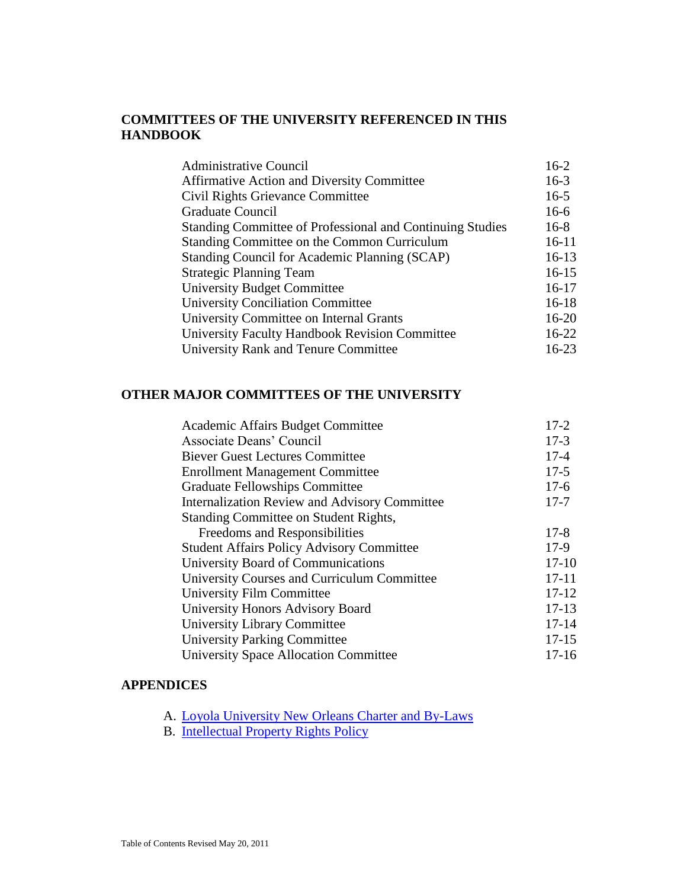## COMMITTEES OF THE UNIVERSITY REFERENCED IN THIS HANDBOOK

| | |
|---|---|
| Administrative Council | 16-2 |
| Affirmative Action and Diversity Committee | 16-3 |
| Civil Rights Grievance Committee | 16-5 |
| Graduate Council | 16-6 |
| Standing Committee of Professional and Continuing Studies | 16-8 |
| Standing Committee on the Common Curriculum | 16-11 |
| Standing Council for Academic Planning (SCAP) | 16-13 |
| Strategic Planning Team | 16-15 |
| University Budget Committee | 16-17 |
| University Conciliation Committee | 16-18 |
| University Committee on Internal Grants | 16-20 |
| University Faculty Handbook Revision Committee | 16-22 |
| University Rank and Tenure Committee | 16-23 |

## OTHER MAJOR COMMITTEES OF THE UNIVERSITY

| | |
|---|---|
| Academic Affairs Budget Committee | 17-2 |
| Associate Deans' Council | 17-3 |
| Biever Guest Lectures Committee | 17-4 |
| Enrollment Management Committee | 17-5 |
| Graduate Fellowships Committee | 17-6 |
| Internalization Review and Advisory Committee | 17-7 |
| Standing Committee on Student Rights, Freedoms and Responsibilities | 17-8 |
| Student Affairs Policy Advisory Committee | 17-9 |
| University Board of Communications | 17-10 |
| University Courses and Curriculum Committee | 17-11 |
| University Film Committee | 17-12 |
| University Honors Advisory Board | 17-13 |
| University Library Committee | 17-14 |
| University Parking Committee | 17-15 |
| University Space Allocation Committee | 17-16 |

## APPENDICES

A. Loyola University New Orleans Charter and By-Laws
B. Intellectual Property Rights Policy

Table of Contents Revised May 20, 2011